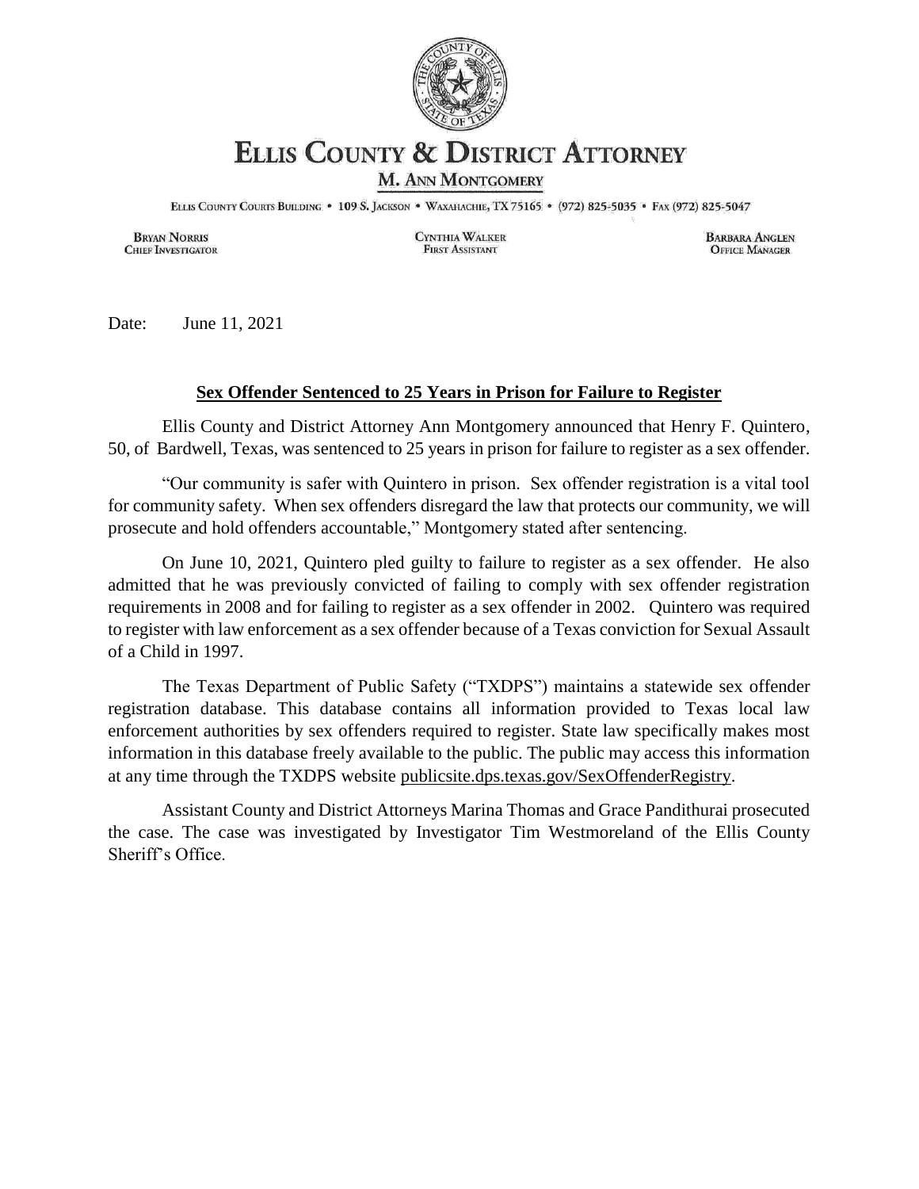# ELLIS COUNTY & DISTRICT ATTORNEY

**M. ANN MONTGOMERY**

ELLIS COUNTY COURTS BUILDING • 109 S. JACKSON • WAXAHACHIE, TX 75165 • (972) 825-5035 • FAX (972) 825-5047

BRYAN NORRIS
CHIEF INVESTIGATOR

CYNTHIA WALKER
FIRST ASSISTANT

BARBARA ANGLEN
OFFICE MANAGER

Date: June 11, 2021

## Sex Offender Sentenced to 25 Years in Prison for Failure to Register

Ellis County and District Attorney Ann Montgomery announced that Henry F. Quintero, 50, of Bardwell, Texas, was sentenced to 25 years in prison for failure to register as a sex offender.

"Our community is safer with Quintero in prison. Sex offender registration is a vital tool for community safety. When sex offenders disregard the law that protects our community, we will prosecute and hold offenders accountable," Montgomery stated after sentencing.

On June 10, 2021, Quintero pled guilty to failure to register as a sex offender. He also admitted that he was previously convicted of failing to comply with sex offender registration requirements in 2008 and for failing to register as a sex offender in 2002. Quintero was required to register with law enforcement as a sex offender because of a Texas conviction for Sexual Assault of a Child in 1997.

The Texas Department of Public Safety ("TXDPS") maintains a statewide sex offender registration database. This database contains all information provided to Texas local law enforcement authorities by sex offenders required to register. State law specifically makes most information in this database freely available to the public. The public may access this information at any time through the TXDPS website publicsite.dps.texas.gov/SexOffenderRegistry.

Assistant County and District Attorneys Marina Thomas and Grace Pandithurai prosecuted the case. The case was investigated by Investigator Tim Westmoreland of the Ellis County Sheriff's Office.